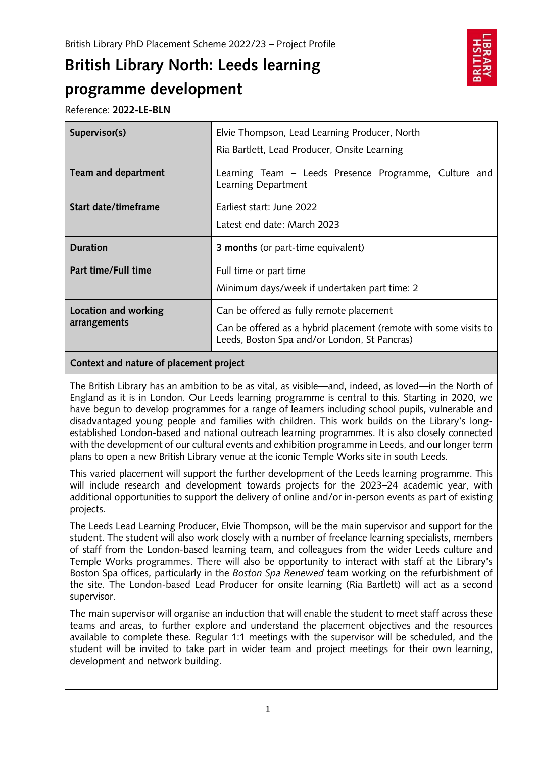British Library PhD Placement Scheme 2022/23 – Project Profile

# British Library North: Leeds learning programme development

Reference: **2022-LE-BLN**

| **Supervisor(s)** | Elvie Thompson, Lead Learning Producer, North<br>Ria Bartlett, Lead Producer, Onsite Learning |
|---|---|
| **Team and department** | Learning Team – Leeds Presence Programme, Culture and Learning Department |
| **Start date/timeframe** | Earliest start: June 2022<br>Latest end date: March 2023 |
| **Duration** | **3 months** (or part-time equivalent) |
| **Part time/Full time** | Full time or part time<br>Minimum days/week if undertaken part time: 2 |
| **Location and working arrangements** | Can be offered as fully remote placement<br>Can be offered as a hybrid placement (remote with some visits to Leeds, Boston Spa and/or London, St Pancras) |

**Context and nature of placement project**

The British Library has an ambition to be as vital, as visible—and, indeed, as loved—in the North of England as it is in London. Our Leeds learning programme is central to this. Starting in 2020, we have begun to develop programmes for a range of learners including school pupils, vulnerable and disadvantaged young people and families with children. This work builds on the Library's long-established London-based and national outreach learning programmes. It is also closely connected with the development of our cultural events and exhibition programme in Leeds, and our longer term plans to open a new British Library venue at the iconic Temple Works site in south Leeds.

This varied placement will support the further development of the Leeds learning programme. This will include research and development towards projects for the 2023–24 academic year, with additional opportunities to support the delivery of online and/or in-person events as part of existing projects.

The Leeds Lead Learning Producer, Elvie Thompson, will be the main supervisor and support for the student. The student will also work closely with a number of freelance learning specialists, members of staff from the London-based learning team, and colleagues from the wider Leeds culture and Temple Works programmes. There will also be opportunity to interact with staff at the Library's Boston Spa offices, particularly in the *Boston Spa Renewed* team working on the refurbishment of the site. The London-based Lead Producer for onsite learning (Ria Bartlett) will act as a second supervisor.

The main supervisor will organise an induction that will enable the student to meet staff across these teams and areas, to further explore and understand the placement objectives and the resources available to complete these. Regular 1:1 meetings with the supervisor will be scheduled, and the student will be invited to take part in wider team and project meetings for their own learning, development and network building.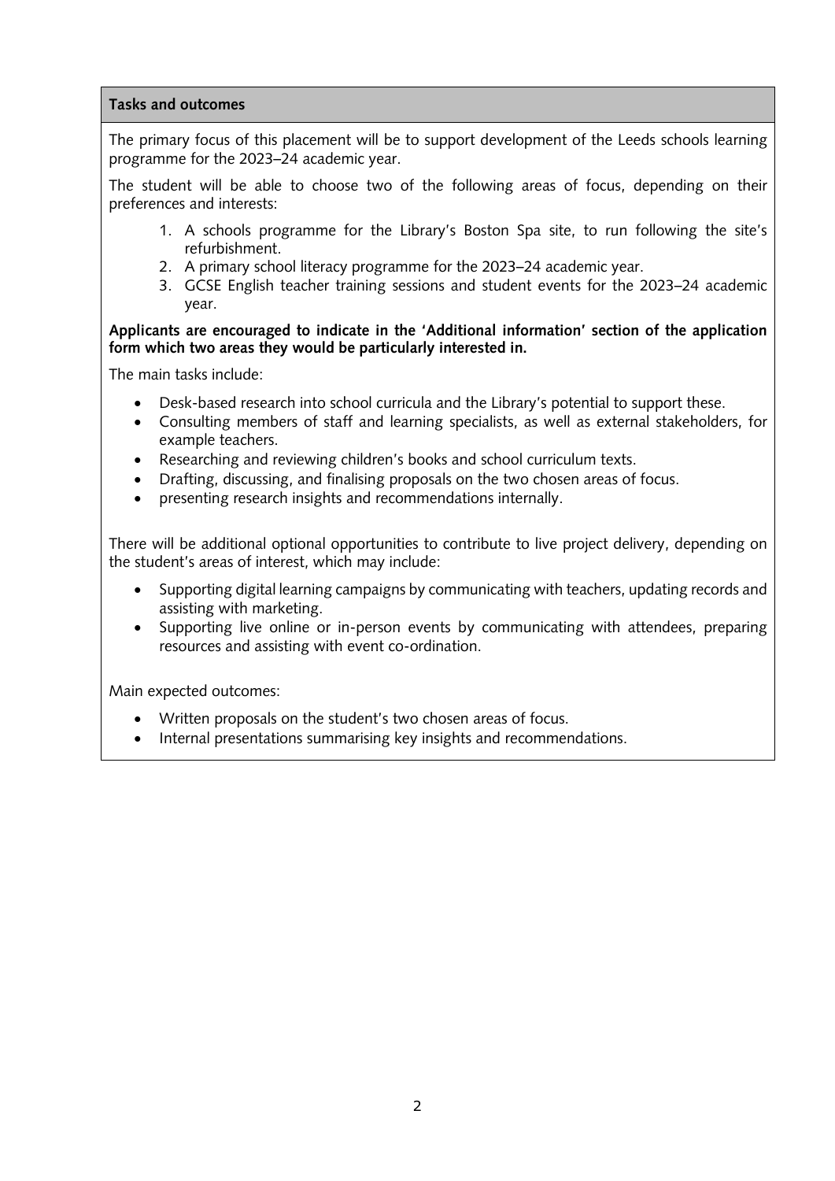**Tasks and outcomes**

The primary focus of this placement will be to support development of the Leeds schools learning programme for the 2023–24 academic year.

The student will be able to choose two of the following areas of focus, depending on their preferences and interests:

1. A schools programme for the Library's Boston Spa site, to run following the site's refurbishment.
2. A primary school literacy programme for the 2023–24 academic year.
3. GCSE English teacher training sessions and student events for the 2023–24 academic year.

**Applicants are encouraged to indicate in the 'Additional information' section of the application form which two areas they would be particularly interested in.**

The main tasks include:

- Desk-based research into school curricula and the Library's potential to support these.
- Consulting members of staff and learning specialists, as well as external stakeholders, for example teachers.
- Researching and reviewing children's books and school curriculum texts.
- Drafting, discussing, and finalising proposals on the two chosen areas of focus.
- presenting research insights and recommendations internally.

There will be additional optional opportunities to contribute to live project delivery, depending on the student's areas of interest, which may include:

- Supporting digital learning campaigns by communicating with teachers, updating records and assisting with marketing.
- Supporting live online or in-person events by communicating with attendees, preparing resources and assisting with event co-ordination.

Main expected outcomes:

- Written proposals on the student's two chosen areas of focus.
- Internal presentations summarising key insights and recommendations.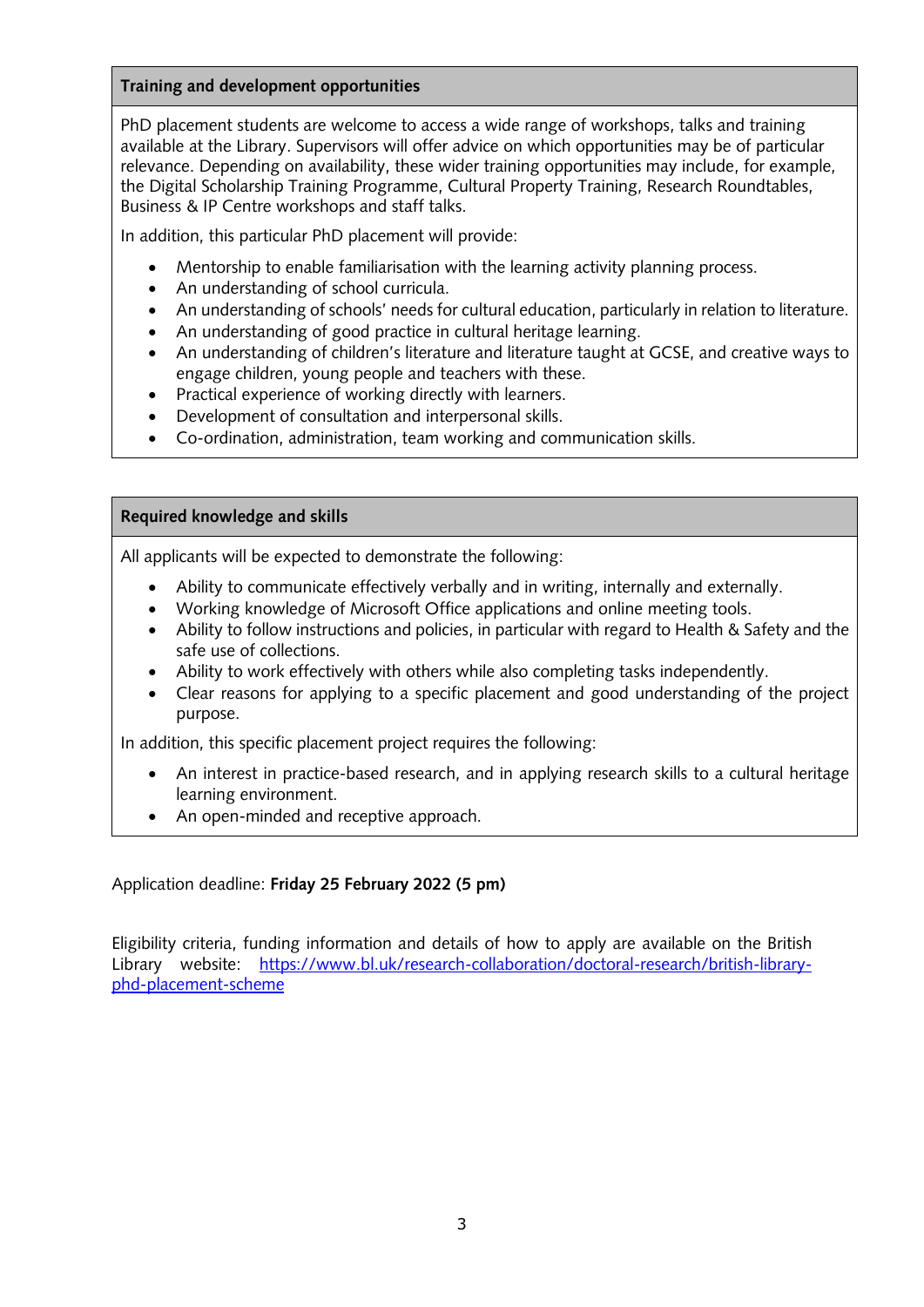## Training and development opportunities

PhD placement students are welcome to access a wide range of workshops, talks and training available at the Library. Supervisors will offer advice on which opportunities may be of particular relevance. Depending on availability, these wider training opportunities may include, for example, the Digital Scholarship Training Programme, Cultural Property Training, Research Roundtables, Business & IP Centre workshops and staff talks.

In addition, this particular PhD placement will provide:

- Mentorship to enable familiarisation with the learning activity planning process.
- An understanding of school curricula.
- An understanding of schools' needs for cultural education, particularly in relation to literature.
- An understanding of good practice in cultural heritage learning.
- An understanding of children's literature and literature taught at GCSE, and creative ways to engage children, young people and teachers with these.
- Practical experience of working directly with learners.
- Development of consultation and interpersonal skills.
- Co-ordination, administration, team working and communication skills.

## Required knowledge and skills

All applicants will be expected to demonstrate the following:

- Ability to communicate effectively verbally and in writing, internally and externally.
- Working knowledge of Microsoft Office applications and online meeting tools.
- Ability to follow instructions and policies, in particular with regard to Health & Safety and the safe use of collections.
- Ability to work effectively with others while also completing tasks independently.
- Clear reasons for applying to a specific placement and good understanding of the project purpose.

In addition, this specific placement project requires the following:

- An interest in practice-based research, and in applying research skills to a cultural heritage learning environment.
- An open-minded and receptive approach.

Application deadline: **Friday 25 February 2022 (5 pm)**

Eligibility criteria, funding information and details of how to apply are available on the British Library website: [https://www.bl.uk/research-collaboration/doctoral-research/british-library-phd-placement-scheme](https://www.bl.uk/research-collaboration/doctoral-research/british-library-phd-placement-scheme)